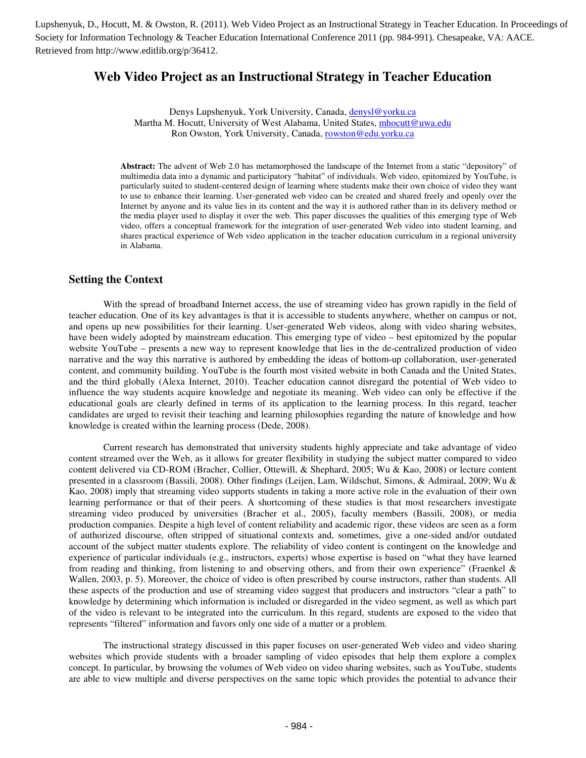Lupshenyuk, D., Hocutt, M. & Owston, R. (2011). Web Video Project as an Instructional Strategy in Teacher Education. In Proceedings of Society for Information Technology & Teacher Education International Conference 2011 (pp. 984-991). Chesapeake, VA: AACE. Retrieved from http://www.editlib.org/p/36412.

# Web Video Project as an Instructional Strategy in Teacher Education

Denys Lupshenyuk, York University, Canada, denysl@yorku.ca
Martha M. Hocutt, University of West Alabama, United States, mhocutt@uwa.edu
Ron Owston, York University, Canada, rowston@edu.yorku.ca

**Abstract:** The advent of Web 2.0 has metamorphosed the landscape of the Internet from a static "depository" of multimedia data into a dynamic and participatory "habitat" of individuals. Web video, epitomized by YouTube, is particularly suited to student-centered design of learning where students make their own choice of video they want to use to enhance their learning. User-generated web video can be created and shared freely and openly over the Internet by anyone and its value lies in its content and the way it is authored rather than in its delivery method or the media player used to display it over the web. This paper discusses the qualities of this emerging type of Web video, offers a conceptual framework for the integration of user-generated Web video into student learning, and shares practical experience of Web video application in the teacher education curriculum in a regional university in Alabama.

## Setting the Context

With the spread of broadband Internet access, the use of streaming video has grown rapidly in the field of teacher education. One of its key advantages is that it is accessible to students anywhere, whether on campus or not, and opens up new possibilities for their learning. User-generated Web videos, along with video sharing websites, have been widely adopted by mainstream education. This emerging type of video – best epitomized by the popular website YouTube – presents a new way to represent knowledge that lies in the de-centralized production of video narrative and the way this narrative is authored by embedding the ideas of bottom-up collaboration, user-generated content, and community building. YouTube is the fourth most visited website in both Canada and the United States, and the third globally (Alexa Internet, 2010). Teacher education cannot disregard the potential of Web video to influence the way students acquire knowledge and negotiate its meaning. Web video can only be effective if the educational goals are clearly defined in terms of its application to the learning process. In this regard, teacher candidates are urged to revisit their teaching and learning philosophies regarding the nature of knowledge and how knowledge is created within the learning process (Dede, 2008).

Current research has demonstrated that university students highly appreciate and take advantage of video content streamed over the Web, as it allows for greater flexibility in studying the subject matter compared to video content delivered via CD-ROM (Bracher, Collier, Ottewill, & Shephard, 2005; Wu & Kao, 2008) or lecture content presented in a classroom (Bassili, 2008). Other findings (Leijen, Lam, Wildschut, Simons, & Admiraal, 2009; Wu & Kao, 2008) imply that streaming video supports students in taking a more active role in the evaluation of their own learning performance or that of their peers. A shortcoming of these studies is that most researchers investigate streaming video produced by universities (Bracher et al., 2005), faculty members (Bassili, 2008), or media production companies. Despite a high level of content reliability and academic rigor, these videos are seen as a form of authorized discourse, often stripped of situational contexts and, sometimes, give a one-sided and/or outdated account of the subject matter students explore. The reliability of video content is contingent on the knowledge and experience of particular individuals (e.g., instructors, experts) whose expertise is based on "what they have learned from reading and thinking, from listening to and observing others, and from their own experience" (Fraenkel & Wallen, 2003, p. 5). Moreover, the choice of video is often prescribed by course instructors, rather than students. All these aspects of the production and use of streaming video suggest that producers and instructors "clear a path" to knowledge by determining which information is included or disregarded in the video segment, as well as which part of the video is relevant to be integrated into the curriculum. In this regard, students are exposed to the video that represents "filtered" information and favors only one side of a matter or a problem.

The instructional strategy discussed in this paper focuses on user-generated Web video and video sharing websites which provide students with a broader sampling of video episodes that help them explore a complex concept. In particular, by browsing the volumes of Web video on video sharing websites, such as YouTube, students are able to view multiple and diverse perspectives on the same topic which provides the potential to advance their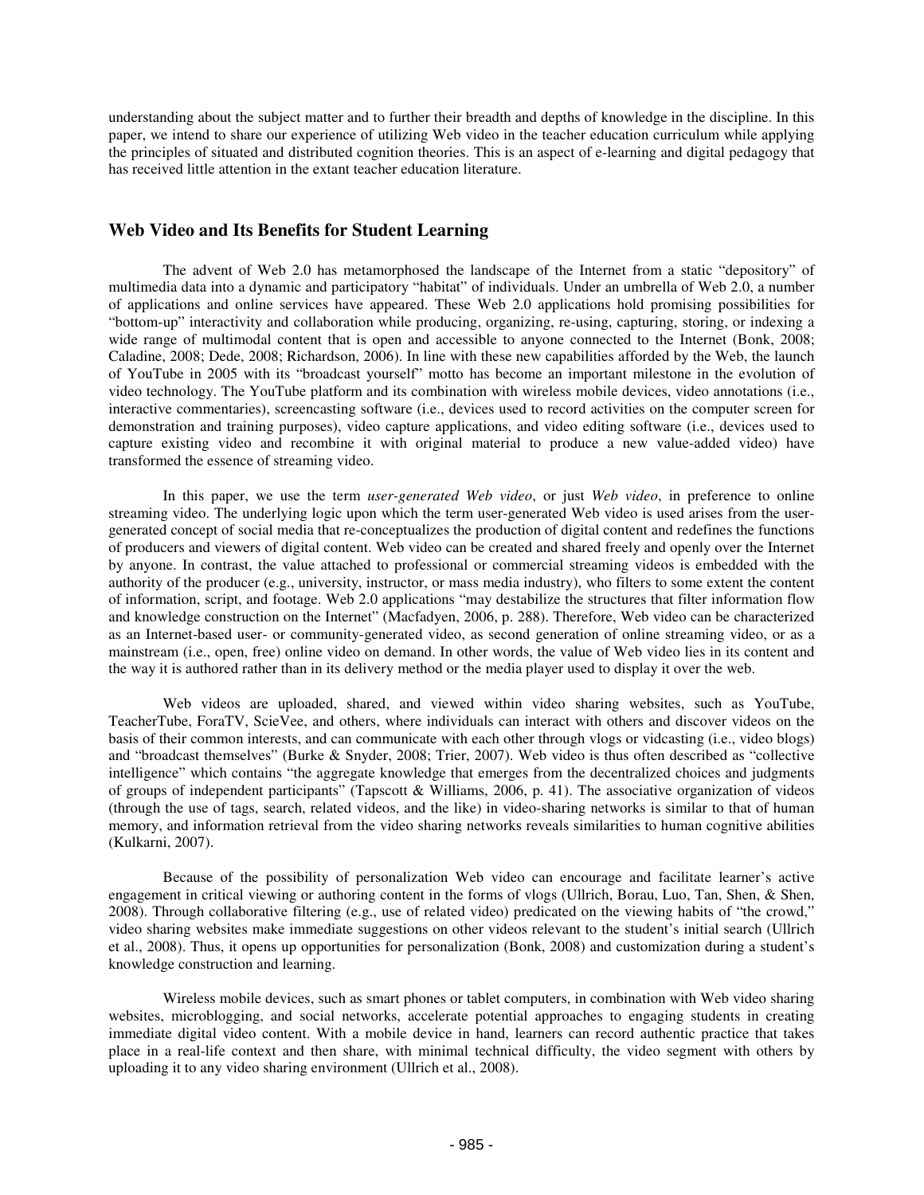understanding about the subject matter and to further their breadth and depths of knowledge in the discipline. In this paper, we intend to share our experience of utilizing Web video in the teacher education curriculum while applying the principles of situated and distributed cognition theories. This is an aspect of e-learning and digital pedagogy that has received little attention in the extant teacher education literature.

## Web Video and Its Benefits for Student Learning

The advent of Web 2.0 has metamorphosed the landscape of the Internet from a static "depository" of multimedia data into a dynamic and participatory "habitat" of individuals. Under an umbrella of Web 2.0, a number of applications and online services have appeared. These Web 2.0 applications hold promising possibilities for "bottom-up" interactivity and collaboration while producing, organizing, re-using, capturing, storing, or indexing a wide range of multimodal content that is open and accessible to anyone connected to the Internet (Bonk, 2008; Caladine, 2008; Dede, 2008; Richardson, 2006). In line with these new capabilities afforded by the Web, the launch of YouTube in 2005 with its "broadcast yourself" motto has become an important milestone in the evolution of video technology. The YouTube platform and its combination with wireless mobile devices, video annotations (i.e., interactive commentaries), screencasting software (i.e., devices used to record activities on the computer screen for demonstration and training purposes), video capture applications, and video editing software (i.e., devices used to capture existing video and recombine it with original material to produce a new value-added video) have transformed the essence of streaming video.

In this paper, we use the term *user-generated Web video*, or just *Web video*, in preference to online streaming video. The underlying logic upon which the term user-generated Web video is used arises from the user-generated concept of social media that re-conceptualizes the production of digital content and redefines the functions of producers and viewers of digital content. Web video can be created and shared freely and openly over the Internet by anyone. In contrast, the value attached to professional or commercial streaming videos is embedded with the authority of the producer (e.g., university, instructor, or mass media industry), who filters to some extent the content of information, script, and footage. Web 2.0 applications "may destabilize the structures that filter information flow and knowledge construction on the Internet" (Macfadyen, 2006, p. 288). Therefore, Web video can be characterized as an Internet-based user- or community-generated video, as second generation of online streaming video, or as a mainstream (i.e., open, free) online video on demand. In other words, the value of Web video lies in its content and the way it is authored rather than in its delivery method or the media player used to display it over the web.

Web videos are uploaded, shared, and viewed within video sharing websites, such as YouTube, TeacherTube, ForaTV, ScieVee, and others, where individuals can interact with others and discover videos on the basis of their common interests, and can communicate with each other through vlogs or vidcasting (i.e., video blogs) and "broadcast themselves" (Burke & Snyder, 2008; Trier, 2007). Web video is thus often described as "collective intelligence" which contains "the aggregate knowledge that emerges from the decentralized choices and judgments of groups of independent participants" (Tapscott & Williams, 2006, p. 41). The associative organization of videos (through the use of tags, search, related videos, and the like) in video-sharing networks is similar to that of human memory, and information retrieval from the video sharing networks reveals similarities to human cognitive abilities (Kulkarni, 2007).

Because of the possibility of personalization Web video can encourage and facilitate learner's active engagement in critical viewing or authoring content in the forms of vlogs (Ullrich, Borau, Luo, Tan, Shen, & Shen, 2008). Through collaborative filtering (e.g., use of related video) predicated on the viewing habits of "the crowd," video sharing websites make immediate suggestions on other videos relevant to the student's initial search (Ullrich et al., 2008). Thus, it opens up opportunities for personalization (Bonk, 2008) and customization during a student's knowledge construction and learning.

Wireless mobile devices, such as smart phones or tablet computers, in combination with Web video sharing websites, microblogging, and social networks, accelerate potential approaches to engaging students in creating immediate digital video content. With a mobile device in hand, learners can record authentic practice that takes place in a real-life context and then share, with minimal technical difficulty, the video segment with others by uploading it to any video sharing environment (Ullrich et al., 2008).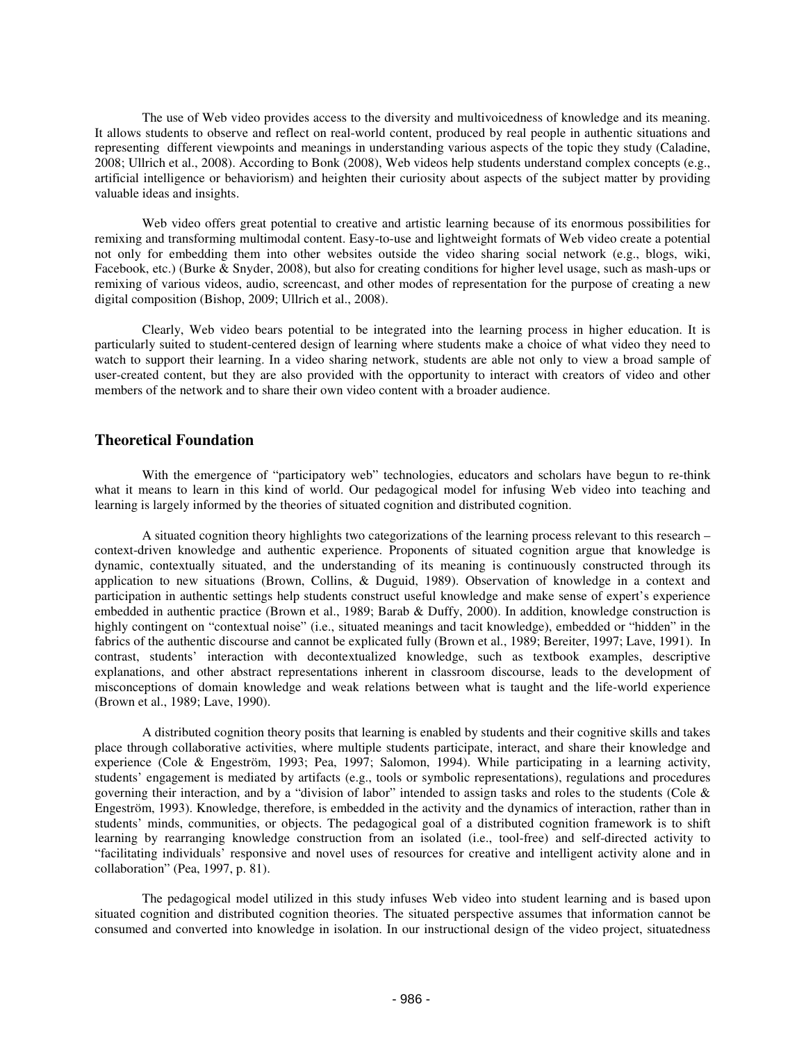The use of Web video provides access to the diversity and multivoicedness of knowledge and its meaning. It allows students to observe and reflect on real-world content, produced by real people in authentic situations and representing different viewpoints and meanings in understanding various aspects of the topic they study (Caladine, 2008; Ullrich et al., 2008). According to Bonk (2008), Web videos help students understand complex concepts (e.g., artificial intelligence or behaviorism) and heighten their curiosity about aspects of the subject matter by providing valuable ideas and insights.

Web video offers great potential to creative and artistic learning because of its enormous possibilities for remixing and transforming multimodal content. Easy-to-use and lightweight formats of Web video create a potential not only for embedding them into other websites outside the video sharing social network (e.g., blogs, wiki, Facebook, etc.) (Burke & Snyder, 2008), but also for creating conditions for higher level usage, such as mash-ups or remixing of various videos, audio, screencast, and other modes of representation for the purpose of creating a new digital composition (Bishop, 2009; Ullrich et al., 2008).

Clearly, Web video bears potential to be integrated into the learning process in higher education. It is particularly suited to student-centered design of learning where students make a choice of what video they need to watch to support their learning. In a video sharing network, students are able not only to view a broad sample of user-created content, but they are also provided with the opportunity to interact with creators of video and other members of the network and to share their own video content with a broader audience.

## Theoretical Foundation

With the emergence of "participatory web" technologies, educators and scholars have begun to re-think what it means to learn in this kind of world. Our pedagogical model for infusing Web video into teaching and learning is largely informed by the theories of situated cognition and distributed cognition.

A situated cognition theory highlights two categorizations of the learning process relevant to this research – context-driven knowledge and authentic experience. Proponents of situated cognition argue that knowledge is dynamic, contextually situated, and the understanding of its meaning is continuously constructed through its application to new situations (Brown, Collins, & Duguid, 1989). Observation of knowledge in a context and participation in authentic settings help students construct useful knowledge and make sense of expert's experience embedded in authentic practice (Brown et al., 1989; Barab & Duffy, 2000). In addition, knowledge construction is highly contingent on "contextual noise" (i.e., situated meanings and tacit knowledge), embedded or "hidden" in the fabrics of the authentic discourse and cannot be explicated fully (Brown et al., 1989; Bereiter, 1997; Lave, 1991). In contrast, students' interaction with decontextualized knowledge, such as textbook examples, descriptive explanations, and other abstract representations inherent in classroom discourse, leads to the development of misconceptions of domain knowledge and weak relations between what is taught and the life-world experience (Brown et al., 1989; Lave, 1990).

A distributed cognition theory posits that learning is enabled by students and their cognitive skills and takes place through collaborative activities, where multiple students participate, interact, and share their knowledge and experience (Cole & Engeström, 1993; Pea, 1997; Salomon, 1994). While participating in a learning activity, students' engagement is mediated by artifacts (e.g., tools or symbolic representations), regulations and procedures governing their interaction, and by a "division of labor" intended to assign tasks and roles to the students (Cole & Engeström, 1993). Knowledge, therefore, is embedded in the activity and the dynamics of interaction, rather than in students' minds, communities, or objects. The pedagogical goal of a distributed cognition framework is to shift learning by rearranging knowledge construction from an isolated (i.e., tool-free) and self-directed activity to "facilitating individuals' responsive and novel uses of resources for creative and intelligent activity alone and in collaboration" (Pea, 1997, p. 81).

The pedagogical model utilized in this study infuses Web video into student learning and is based upon situated cognition and distributed cognition theories. The situated perspective assumes that information cannot be consumed and converted into knowledge in isolation. In our instructional design of the video project, situatedness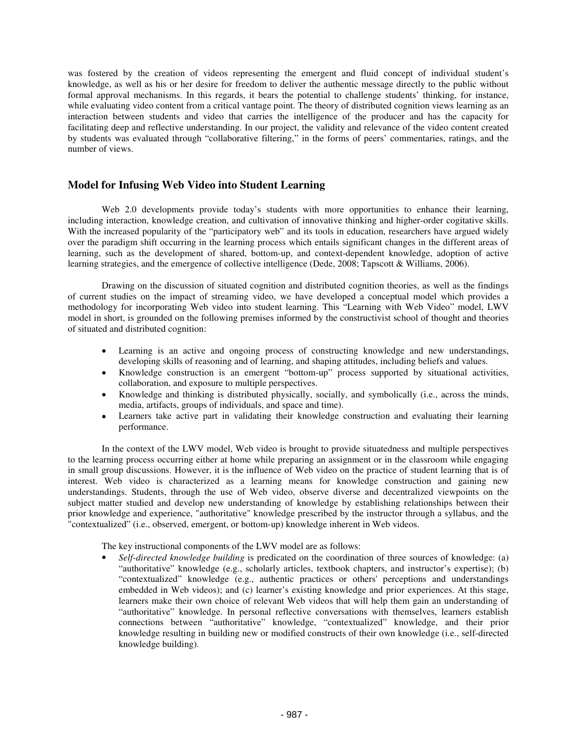was fostered by the creation of videos representing the emergent and fluid concept of individual student's knowledge, as well as his or her desire for freedom to deliver the authentic message directly to the public without formal approval mechanisms. In this regards, it bears the potential to challenge students' thinking, for instance, while evaluating video content from a critical vantage point. The theory of distributed cognition views learning as an interaction between students and video that carries the intelligence of the producer and has the capacity for facilitating deep and reflective understanding. In our project, the validity and relevance of the video content created by students was evaluated through "collaborative filtering," in the forms of peers' commentaries, ratings, and the number of views.

## Model for Infusing Web Video into Student Learning

Web 2.0 developments provide today's students with more opportunities to enhance their learning, including interaction, knowledge creation, and cultivation of innovative thinking and higher-order cogitative skills. With the increased popularity of the "participatory web" and its tools in education, researchers have argued widely over the paradigm shift occurring in the learning process which entails significant changes in the different areas of learning, such as the development of shared, bottom-up, and context-dependent knowledge, adoption of active learning strategies, and the emergence of collective intelligence (Dede, 2008; Tapscott & Williams, 2006).

Drawing on the discussion of situated cognition and distributed cognition theories, as well as the findings of current studies on the impact of streaming video, we have developed a conceptual model which provides a methodology for incorporating Web video into student learning. This "Learning with Web Video" model, LWV model in short, is grounded on the following premises informed by the constructivist school of thought and theories of situated and distributed cognition:

- Learning is an active and ongoing process of constructing knowledge and new understandings, developing skills of reasoning and of learning, and shaping attitudes, including beliefs and values.
- Knowledge construction is an emergent "bottom-up" process supported by situational activities, collaboration, and exposure to multiple perspectives.
- Knowledge and thinking is distributed physically, socially, and symbolically (i.e., across the minds, media, artifacts, groups of individuals, and space and time).
- Learners take active part in validating their knowledge construction and evaluating their learning performance.

In the context of the LWV model, Web video is brought to provide situatedness and multiple perspectives to the learning process occurring either at home while preparing an assignment or in the classroom while engaging in small group discussions. However, it is the influence of Web video on the practice of student learning that is of interest. Web video is characterized as a learning means for knowledge construction and gaining new understandings. Students, through the use of Web video, observe diverse and decentralized viewpoints on the subject matter studied and develop new understanding of knowledge by establishing relationships between their prior knowledge and experience, "authoritative" knowledge prescribed by the instructor through a syllabus, and the "contextualized" (i.e., observed, emergent, or bottom-up) knowledge inherent in Web videos.

The key instructional components of the LWV model are as follows:

- *Self-directed knowledge building* is predicated on the coordination of three sources of knowledge: (a) "authoritative" knowledge (e.g., scholarly articles, textbook chapters, and instructor's expertise); (b) "contextualized" knowledge (e.g., authentic practices or others' perceptions and understandings embedded in Web videos); and (c) learner's existing knowledge and prior experiences. At this stage, learners make their own choice of relevant Web videos that will help them gain an understanding of "authoritative" knowledge. In personal reflective conversations with themselves, learners establish connections between "authoritative" knowledge, "contextualized" knowledge, and their prior knowledge resulting in building new or modified constructs of their own knowledge (i.e., self-directed knowledge building).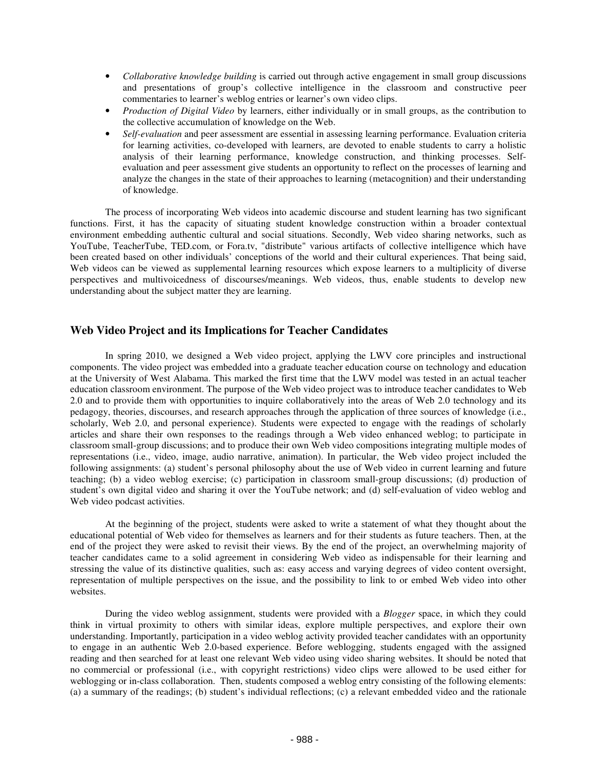- *Collaborative knowledge building* is carried out through active engagement in small group discussions and presentations of group's collective intelligence in the classroom and constructive peer commentaries to learner's weblog entries or learner's own video clips.
- *Production of Digital Video* by learners, either individually or in small groups, as the contribution to the collective accumulation of knowledge on the Web.
- *Self-evaluation* and peer assessment are essential in assessing learning performance. Evaluation criteria for learning activities, co-developed with learners, are devoted to enable students to carry a holistic analysis of their learning performance, knowledge construction, and thinking processes. Self-evaluation and peer assessment give students an opportunity to reflect on the processes of learning and analyze the changes in the state of their approaches to learning (metacognition) and their understanding of knowledge.

The process of incorporating Web videos into academic discourse and student learning has two significant functions. First, it has the capacity of situating student knowledge construction within a broader contextual environment embedding authentic cultural and social situations. Secondly, Web video sharing networks, such as YouTube, TeacherTube, TED.com, or Fora.tv, "distribute" various artifacts of collective intelligence which have been created based on other individuals' conceptions of the world and their cultural experiences. That being said, Web videos can be viewed as supplemental learning resources which expose learners to a multiplicity of diverse perspectives and multivoicedness of discourses/meanings. Web videos, thus, enable students to develop new understanding about the subject matter they are learning.

## Web Video Project and its Implications for Teacher Candidates

In spring 2010, we designed a Web video project, applying the LWV core principles and instructional components. The video project was embedded into a graduate teacher education course on technology and education at the University of West Alabama. This marked the first time that the LWV model was tested in an actual teacher education classroom environment. The purpose of the Web video project was to introduce teacher candidates to Web 2.0 and to provide them with opportunities to inquire collaboratively into the areas of Web 2.0 technology and its pedagogy, theories, discourses, and research approaches through the application of three sources of knowledge (i.e., scholarly, Web 2.0, and personal experience). Students were expected to engage with the readings of scholarly articles and share their own responses to the readings through a Web video enhanced weblog; to participate in classroom small-group discussions; and to produce their own Web video compositions integrating multiple modes of representations (i.e., video, image, audio narrative, animation). In particular, the Web video project included the following assignments: (a) student's personal philosophy about the use of Web video in current learning and future teaching; (b) a video weblog exercise; (c) participation in classroom small-group discussions; (d) production of student's own digital video and sharing it over the YouTube network; and (d) self-evaluation of video weblog and Web video podcast activities.

At the beginning of the project, students were asked to write a statement of what they thought about the educational potential of Web video for themselves as learners and for their students as future teachers. Then, at the end of the project they were asked to revisit their views. By the end of the project, an overwhelming majority of teacher candidates came to a solid agreement in considering Web video as indispensable for their learning and stressing the value of its distinctive qualities, such as: easy access and varying degrees of video content oversight, representation of multiple perspectives on the issue, and the possibility to link to or embed Web video into other websites.

During the video weblog assignment, students were provided with a *Blogger* space, in which they could think in virtual proximity to others with similar ideas, explore multiple perspectives, and explore their own understanding. Importantly, participation in a video weblog activity provided teacher candidates with an opportunity to engage in an authentic Web 2.0-based experience. Before weblogging, students engaged with the assigned reading and then searched for at least one relevant Web video using video sharing websites. It should be noted that no commercial or professional (i.e., with copyright restrictions) video clips were allowed to be used either for weblogging or in-class collaboration. Then, students composed a weblog entry consisting of the following elements: (a) a summary of the readings; (b) student's individual reflections; (c) a relevant embedded video and the rationale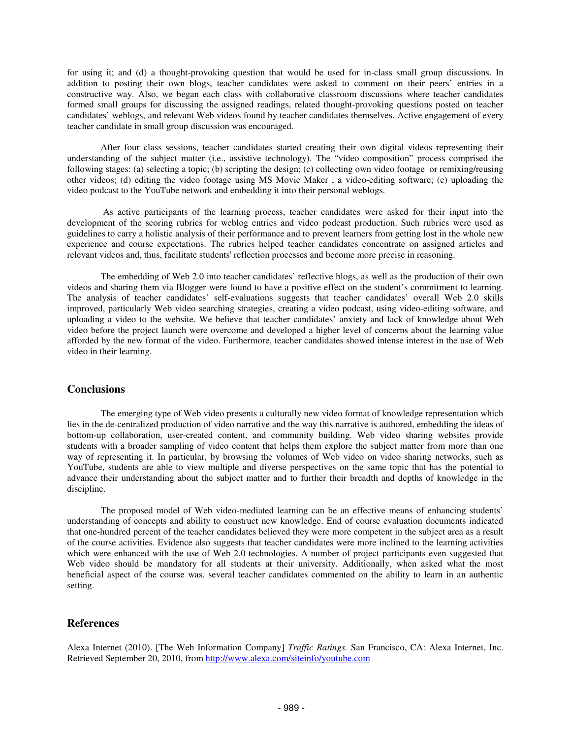for using it; and (d) a thought-provoking question that would be used for in-class small group discussions. In addition to posting their own blogs, teacher candidates were asked to comment on their peers' entries in a constructive way. Also, we began each class with collaborative classroom discussions where teacher candidates formed small groups for discussing the assigned readings, related thought-provoking questions posted on teacher candidates' weblogs, and relevant Web videos found by teacher candidates themselves. Active engagement of every teacher candidate in small group discussion was encouraged.

After four class sessions, teacher candidates started creating their own digital videos representing their understanding of the subject matter (i.e., assistive technology). The "video composition" process comprised the following stages: (a) selecting a topic; (b) scripting the design; (c) collecting own video footage or remixing/reusing other videos; (d) editing the video footage using MS Movie Maker , a video-editing software; (e) uploading the video podcast to the YouTube network and embedding it into their personal weblogs.

As active participants of the learning process, teacher candidates were asked for their input into the development of the scoring rubrics for weblog entries and video podcast production. Such rubrics were used as guidelines to carry a holistic analysis of their performance and to prevent learners from getting lost in the whole new experience and course expectations. The rubrics helped teacher candidates concentrate on assigned articles and relevant videos and, thus, facilitate students' reflection processes and become more precise in reasoning.

The embedding of Web 2.0 into teacher candidates' reflective blogs, as well as the production of their own videos and sharing them via Blogger were found to have a positive effect on the student's commitment to learning. The analysis of teacher candidates' self-evaluations suggests that teacher candidates' overall Web 2.0 skills improved, particularly Web video searching strategies, creating a video podcast, using video-editing software, and uploading a video to the website. We believe that teacher candidates' anxiety and lack of knowledge about Web video before the project launch were overcome and developed a higher level of concerns about the learning value afforded by the new format of the video. Furthermore, teacher candidates showed intense interest in the use of Web video in their learning.

## Conclusions

The emerging type of Web video presents a culturally new video format of knowledge representation which lies in the de-centralized production of video narrative and the way this narrative is authored, embedding the ideas of bottom-up collaboration, user-created content, and community building. Web video sharing websites provide students with a broader sampling of video content that helps them explore the subject matter from more than one way of representing it. In particular, by browsing the volumes of Web video on video sharing networks, such as YouTube, students are able to view multiple and diverse perspectives on the same topic that has the potential to advance their understanding about the subject matter and to further their breadth and depths of knowledge in the discipline.

The proposed model of Web video-mediated learning can be an effective means of enhancing students' understanding of concepts and ability to construct new knowledge. End of course evaluation documents indicated that one-hundred percent of the teacher candidates believed they were more competent in the subject area as a result of the course activities. Evidence also suggests that teacher candidates were more inclined to the learning activities which were enhanced with the use of Web 2.0 technologies. A number of project participants even suggested that Web video should be mandatory for all students at their university. Additionally, when asked what the most beneficial aspect of the course was, several teacher candidates commented on the ability to learn in an authentic setting.

## References

Alexa Internet (2010). [The Web Information Company] *Traffic Ratings.* San Francisco, CA: Alexa Internet, Inc. Retrieved September 20, 2010, from http://www.alexa.com/siteinfo/youtube.com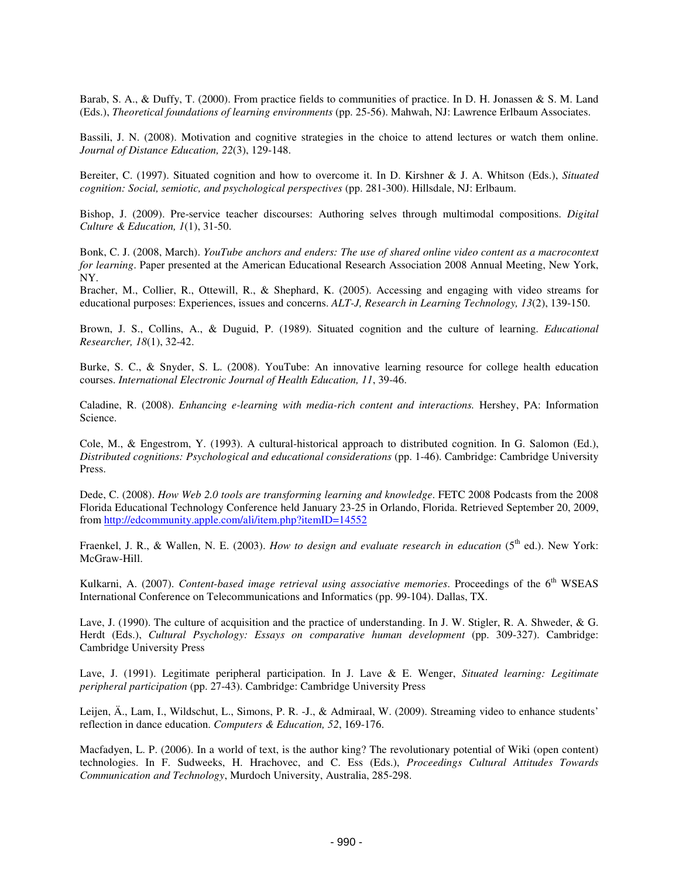Barab, S. A., & Duffy, T. (2000). From practice fields to communities of practice. In D. H. Jonassen & S. M. Land (Eds.), *Theoretical foundations of learning environments* (pp. 25-56). Mahwah, NJ: Lawrence Erlbaum Associates.

Bassili, J. N. (2008). Motivation and cognitive strategies in the choice to attend lectures or watch them online. *Journal of Distance Education, 22*(3), 129-148.

Bereiter, C. (1997). Situated cognition and how to overcome it. In D. Kirshner & J. A. Whitson (Eds.), *Situated cognition: Social, semiotic, and psychological perspectives* (pp. 281-300). Hillsdale, NJ: Erlbaum.

Bishop, J. (2009). Pre-service teacher discourses: Authoring selves through multimodal compositions. *Digital Culture & Education, 1*(1), 31-50.

Bonk, C. J. (2008, March). *YouTube anchors and enders: The use of shared online video content as a macrocontext for learning*. Paper presented at the American Educational Research Association 2008 Annual Meeting, New York, NY.

Bracher, M., Collier, R., Ottewill, R., & Shephard, K. (2005). Accessing and engaging with video streams for educational purposes: Experiences, issues and concerns. *ALT-J, Research in Learning Technology, 13*(2), 139-150.

Brown, J. S., Collins, A., & Duguid, P. (1989). Situated cognition and the culture of learning. *Educational Researcher, 18*(1), 32-42.

Burke, S. C., & Snyder, S. L. (2008). YouTube: An innovative learning resource for college health education courses. *International Electronic Journal of Health Education, 11*, 39-46.

Caladine, R. (2008). *Enhancing e-learning with media-rich content and interactions.* Hershey, PA: Information Science.

Cole, M., & Engestrom, Y. (1993). A cultural-historical approach to distributed cognition. In G. Salomon (Ed.), *Distributed cognitions: Psychological and educational considerations* (pp. 1-46). Cambridge: Cambridge University Press.

Dede, C. (2008). *How Web 2.0 tools are transforming learning and knowledge*. FETC 2008 Podcasts from the 2008 Florida Educational Technology Conference held January 23-25 in Orlando, Florida. Retrieved September 20, 2009, from http://edcommunity.apple.com/ali/item.php?itemID=14552

Fraenkel, J. R., & Wallen, N. E. (2003). *How to design and evaluate research in education* (5th ed.). New York: McGraw-Hill.

Kulkarni, A. (2007). *Content-based image retrieval using associative memories*. Proceedings of the 6th WSEAS International Conference on Telecommunications and Informatics (pp. 99-104). Dallas, TX.

Lave, J. (1990). The culture of acquisition and the practice of understanding. In J. W. Stigler, R. A. Shweder, & G. Herdt (Eds.), *Cultural Psychology: Essays on comparative human development* (pp. 309-327). Cambridge: Cambridge University Press

Lave, J. (1991). Legitimate peripheral participation. In J. Lave & E. Wenger, *Situated learning: Legitimate peripheral participation* (pp. 27-43). Cambridge: Cambridge University Press

Leijen, Ä., Lam, I., Wildschut, L., Simons, P. R. -J., & Admiraal, W. (2009). Streaming video to enhance students' reflection in dance education. *Computers & Education, 52*, 169-176.

Macfadyen, L. P. (2006). In a world of text, is the author king? The revolutionary potential of Wiki (open content) technologies. In F. Sudweeks, H. Hrachovec, and C. Ess (Eds.), *Proceedings Cultural Attitudes Towards Communication and Technology*, Murdoch University, Australia, 285-298.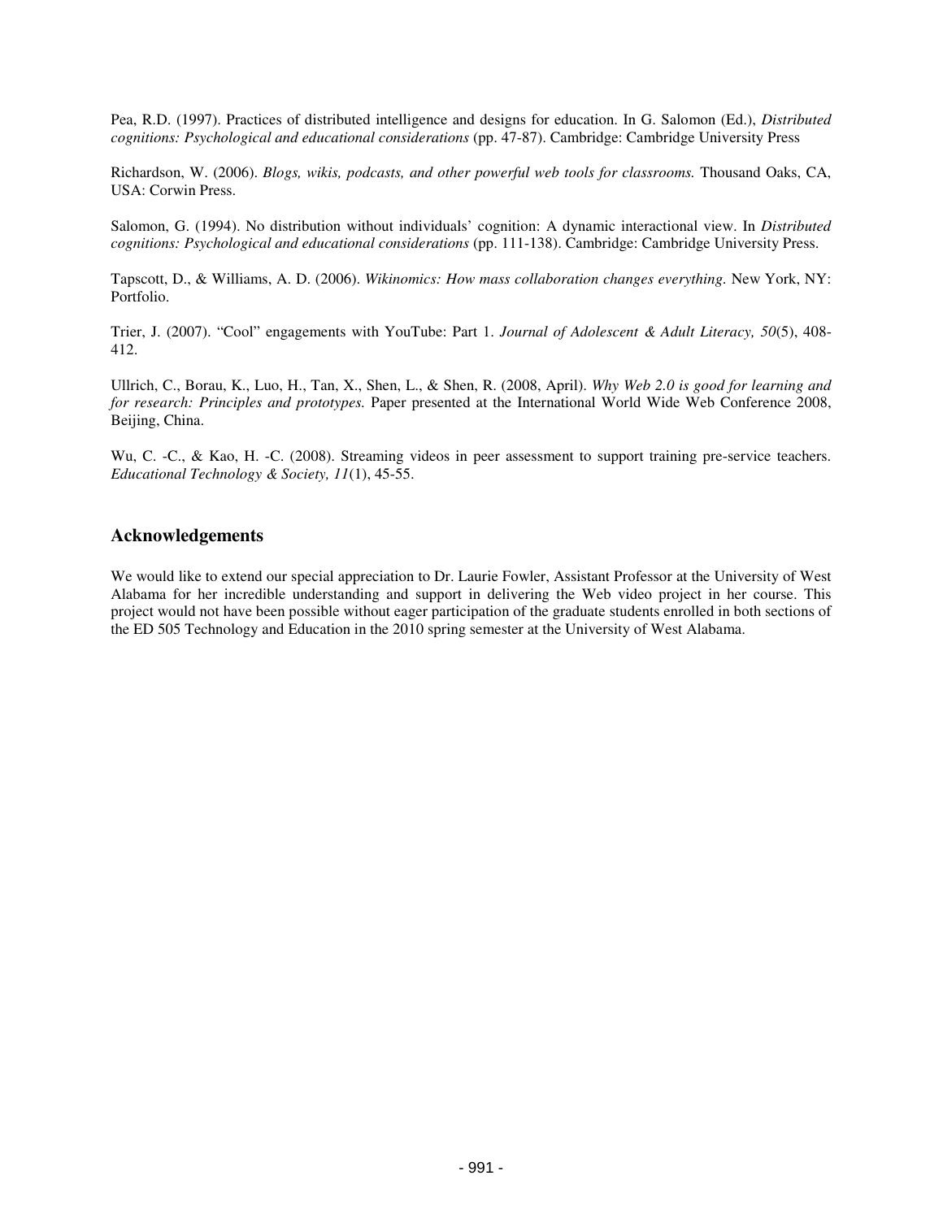Pea, R.D. (1997). Practices of distributed intelligence and designs for education. In G. Salomon (Ed.), *Distributed cognitions: Psychological and educational considerations* (pp. 47-87). Cambridge: Cambridge University Press

Richardson, W. (2006). *Blogs, wikis, podcasts, and other powerful web tools for classrooms.* Thousand Oaks, CA, USA: Corwin Press.

Salomon, G. (1994). No distribution without individuals' cognition: A dynamic interactional view. In *Distributed cognitions: Psychological and educational considerations* (pp. 111-138). Cambridge: Cambridge University Press.

Tapscott, D., & Williams, A. D. (2006). *Wikinomics: How mass collaboration changes everything.* New York, NY: Portfolio.

Trier, J. (2007). "Cool" engagements with YouTube: Part 1. *Journal of Adolescent & Adult Literacy, 50*(5), 408-412.

Ullrich, C., Borau, K., Luo, H., Tan, X., Shen, L., & Shen, R. (2008, April). *Why Web 2.0 is good for learning and for research: Principles and prototypes.* Paper presented at the International World Wide Web Conference 2008, Beijing, China.

Wu, C. -C., & Kao, H. -C. (2008). Streaming videos in peer assessment to support training pre-service teachers. *Educational Technology & Society, 11*(1), 45-55.

## Acknowledgements

We would like to extend our special appreciation to Dr. Laurie Fowler, Assistant Professor at the University of West Alabama for her incredible understanding and support in delivering the Web video project in her course. This project would not have been possible without eager participation of the graduate students enrolled in both sections of the ED 505 Technology and Education in the 2010 spring semester at the University of West Alabama.